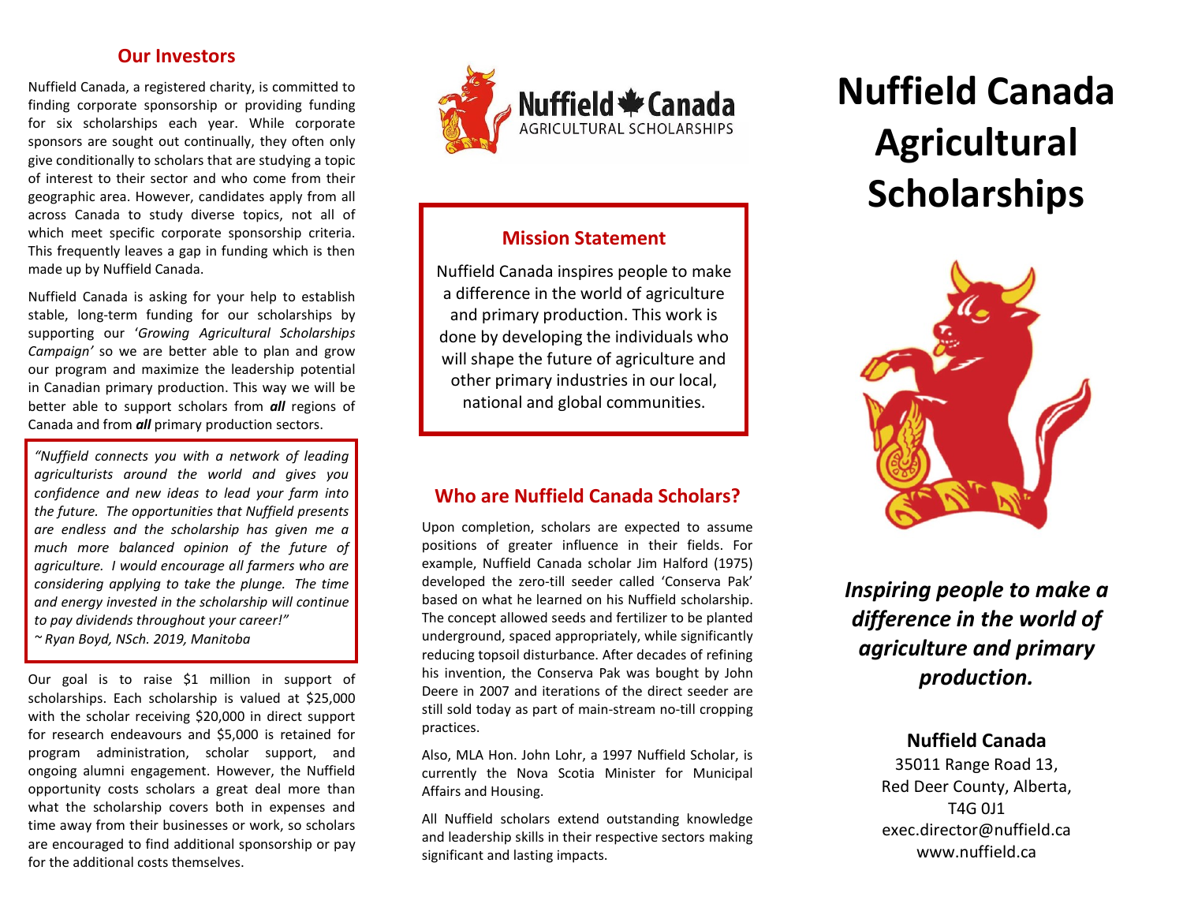## Our Investors

Nuffield Canada, a registered charity, is committed to finding corporate sponsorship or providing funding for six scholarships each year. While corporate sponsors are sought out continually, they often only give conditionally to scholars that are studying a topic of interest to their sector and who come from their geographic area. However, candidates apply from all across Canada to study diverse topics, not all of which meet specific corporate sponsorship criteria. This frequently leaves a gap in funding which is then made up by Nuffield Canada.

Nuffield Canada is asking for your help to establish stable, long-term funding for our scholarships by supporting our '*Growing Agricultural Scholarships Campaign'* so we are better able to plan and grow our program and maximize the leadership potential in Canadian primary production. This way we will be better able to support scholars from ***all*** regions of Canada and from ***all*** primary production sectors.

> *"Nuffield connects you with a network of leading agriculturists around the world and gives you confidence and new ideas to lead your farm into the future. The opportunities that Nuffield presents are endless and the scholarship has given me a much more balanced opinion of the future of agriculture. I would encourage all farmers who are considering applying to take the plunge. The time and energy invested in the scholarship will continue to pay dividends throughout your career!"*
> *~ Ryan Boyd, NSch. 2019, Manitoba*

Our goal is to raise $1 million in support of scholarships. Each scholarship is valued at $25,000 with the scholar receiving $20,000 in direct support for research endeavours and $5,000 is retained for program administration, scholar support, and ongoing alumni engagement. However, the Nuffield opportunity costs scholars a great deal more than what the scholarship covers both in expenses and time away from their businesses or work, so scholars are encouraged to find additional sponsorship or pay for the additional costs themselves.

Nuffield Canada
AGRICULTURAL SCHOLARSHIPS

## Mission Statement

Nuffield Canada inspires people to make a difference in the world of agriculture and primary production. This work is done by developing the individuals who will shape the future of agriculture and other primary industries in our local, national and global communities.

## Who are Nuffield Canada Scholars?

Upon completion, scholars are expected to assume positions of greater influence in their fields. For example, Nuffield Canada scholar Jim Halford (1975) developed the zero-till seeder called 'Conserva Pak' based on what he learned on his Nuffield scholarship. The concept allowed seeds and fertilizer to be planted underground, spaced appropriately, while significantly reducing topsoil disturbance. After decades of refining his invention, the Conserva Pak was bought by John Deere in 2007 and iterations of the direct seeder are still sold today as part of main-stream no-till cropping practices.

Also, MLA Hon. John Lohr, a 1997 Nuffield Scholar, is currently the Nova Scotia Minister for Municipal Affairs and Housing.

All Nuffield scholars extend outstanding knowledge and leadership skills in their respective sectors making significant and lasting impacts.

# Nuffield Canada Agricultural Scholarships

***Inspiring people to make a difference in the world of agriculture and primary production.***

**Nuffield Canada**
35011 Range Road 13,
Red Deer County, Alberta,
T4G 0J1
exec.director@nuffield.ca
www.nuffield.ca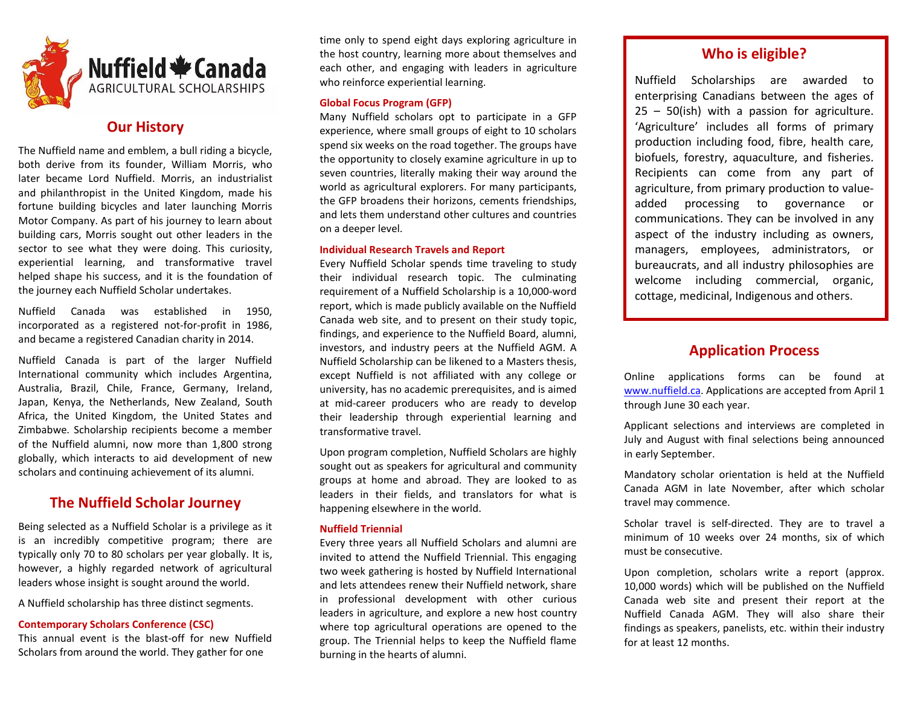# Nuffield Canada
AGRICULTURAL SCHOLARSHIPS

## Our History

The Nuffield name and emblem, a bull riding a bicycle, both derive from its founder, William Morris, who later became Lord Nuffield. Morris, an industrialist and philanthropist in the United Kingdom, made his fortune building bicycles and later launching Morris Motor Company. As part of his journey to learn about building cars, Morris sought out other leaders in the sector to see what they were doing. This curiosity, experiential learning, and transformative travel helped shape his success, and it is the foundation of the journey each Nuffield Scholar undertakes.

Nuffield Canada was established in 1950, incorporated as a registered not-for-profit in 1986, and became a registered Canadian charity in 2014.

Nuffield Canada is part of the larger Nuffield International community which includes Argentina, Australia, Brazil, Chile, France, Germany, Ireland, Japan, Kenya, the Netherlands, New Zealand, South Africa, the United Kingdom, the United States and Zimbabwe. Scholarship recipients become a member of the Nuffield alumni, now more than 1,800 strong globally, which interacts to aid development of new scholars and continuing achievement of its alumni.

## The Nuffield Scholar Journey

Being selected as a Nuffield Scholar is a privilege as it is an incredibly competitive program; there are typically only 70 to 80 scholars per year globally. It is, however, a highly regarded network of agricultural leaders whose insight is sought around the world.

A Nuffield scholarship has three distinct segments.

### Contemporary Scholars Conference (CSC)

This annual event is the blast-off for new Nuffield Scholars from around the world. They gather for one time only to spend eight days exploring agriculture in the host country, learning more about themselves and each other, and engaging with leaders in agriculture who reinforce experiential learning.

### Global Focus Program (GFP)

Many Nuffield scholars opt to participate in a GFP experience, where small groups of eight to 10 scholars spend six weeks on the road together. The groups have the opportunity to closely examine agriculture in up to seven countries, literally making their way around the world as agricultural explorers. For many participants, the GFP broadens their horizons, cements friendships, and lets them understand other cultures and countries on a deeper level.

### Individual Research Travels and Report

Every Nuffield Scholar spends time traveling to study their individual research topic. The culminating requirement of a Nuffield Scholarship is a 10,000-word report, which is made publicly available on the Nuffield Canada web site, and to present on their study topic, findings, and experience to the Nuffield Board, alumni, investors, and industry peers at the Nuffield AGM. A Nuffield Scholarship can be likened to a Masters thesis, except Nuffield is not affiliated with any college or university, has no academic prerequisites, and is aimed at mid-career producers who are ready to develop their leadership through experiential learning and transformative travel.

Upon program completion, Nuffield Scholars are highly sought out as speakers for agricultural and community groups at home and abroad. They are looked to as leaders in their fields, and translators for what is happening elsewhere in the world.

### Nuffield Triennial

Every three years all Nuffield Scholars and alumni are invited to attend the Nuffield Triennial. This engaging two week gathering is hosted by Nuffield International and lets attendees renew their Nuffield network, share in professional development with other curious leaders in agriculture, and explore a new host country where top agricultural operations are opened to the group. The Triennial helps to keep the Nuffield flame burning in the hearts of alumni.

## Who is eligible?

Nuffield Scholarships are awarded to enterprising Canadians between the ages of 25 – 50(ish) with a passion for agriculture. 'Agriculture' includes all forms of primary production including food, fibre, health care, biofuels, forestry, aquaculture, and fisheries. Recipients can come from any part of agriculture, from primary production to value-added processing to governance or communications. They can be involved in any aspect of the industry including as owners, managers, employees, administrators, or bureaucrats, and all industry philosophies are welcome including commercial, organic, cottage, medicinal, Indigenous and others.

## Application Process

Online applications forms can be found at www.nuffield.ca. Applications are accepted from April 1 through June 30 each year.

Applicant selections and interviews are completed in July and August with final selections being announced in early September.

Mandatory scholar orientation is held at the Nuffield Canada AGM in late November, after which scholar travel may commence.

Scholar travel is self-directed. They are to travel a minimum of 10 weeks over 24 months, six of which must be consecutive.

Upon completion, scholars write a report (approx. 10,000 words) which will be published on the Nuffield Canada web site and present their report at the Nuffield Canada AGM. They will also share their findings as speakers, panelists, etc. within their industry for at least 12 months.